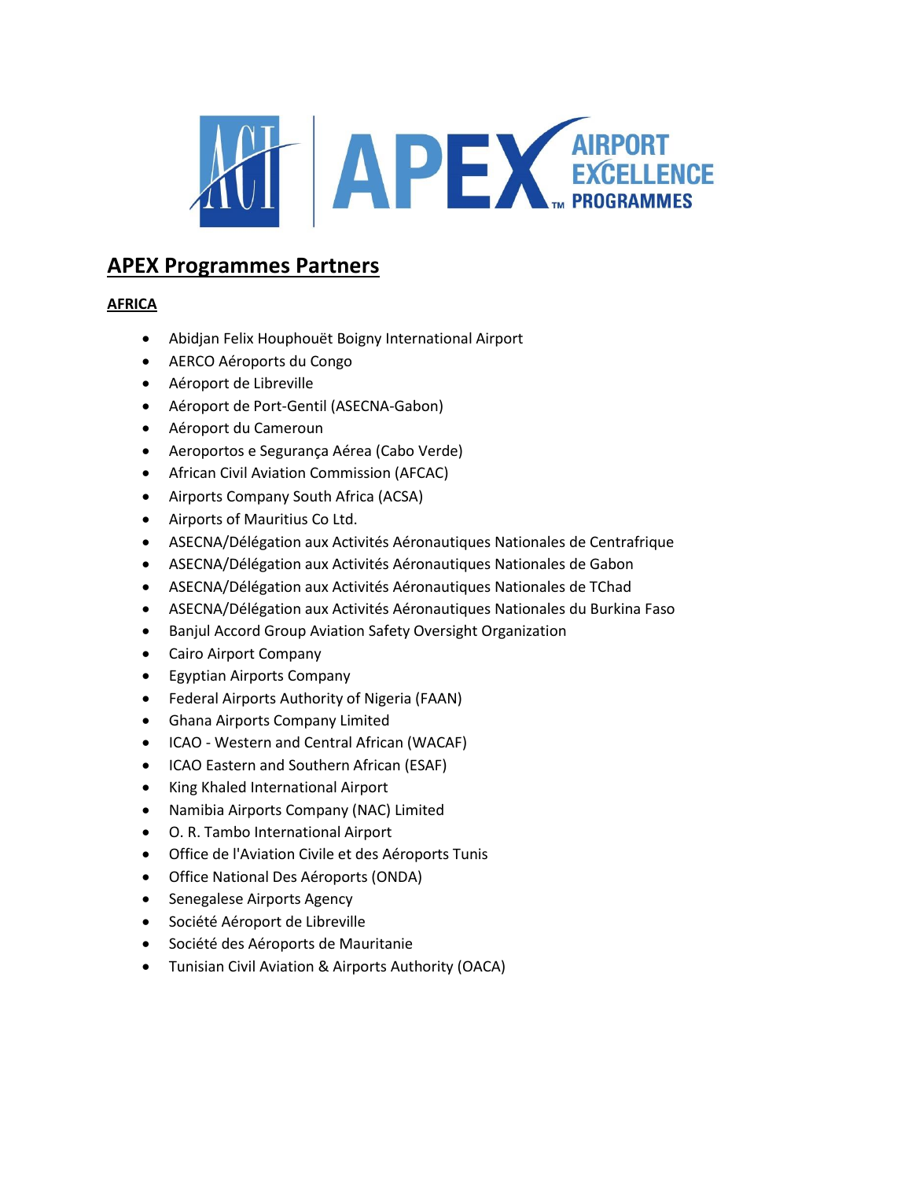## APEX Programmes Partners

### AFRICA

- Abidjan Felix Houphouët Boigny International Airport
- AERCO Aéroports du Congo
- Aéroport de Libreville
- Aéroport de Port-Gentil (ASECNA-Gabon)
- Aéroport du Cameroun
- Aeroportos e Segurança Aérea (Cabo Verde)
- African Civil Aviation Commission (AFCAC)
- Airports Company South Africa (ACSA)
- Airports of Mauritius Co Ltd.
- ASECNA/Délégation aux Activités Aéronautiques Nationales de Centrafrique
- ASECNA/Délégation aux Activités Aéronautiques Nationales de Gabon
- ASECNA/Délégation aux Activités Aéronautiques Nationales de TChad
- ASECNA/Délégation aux Activités Aéronautiques Nationales du Burkina Faso
- Banjul Accord Group Aviation Safety Oversight Organization
- Cairo Airport Company
- Egyptian Airports Company
- Federal Airports Authority of Nigeria (FAAN)
- Ghana Airports Company Limited
- ICAO - Western and Central African (WACAF)
- ICAO Eastern and Southern African (ESAF)
- King Khaled International Airport
- Namibia Airports Company (NAC) Limited
- O. R. Tambo International Airport
- Office de l'Aviation Civile et des Aéroports Tunis
- Office National Des Aéroports (ONDA)
- Senegalese Airports Agency
- Société Aéroport de Libreville
- Société des Aéroports de Mauritanie
- Tunisian Civil Aviation & Airports Authority (OACA)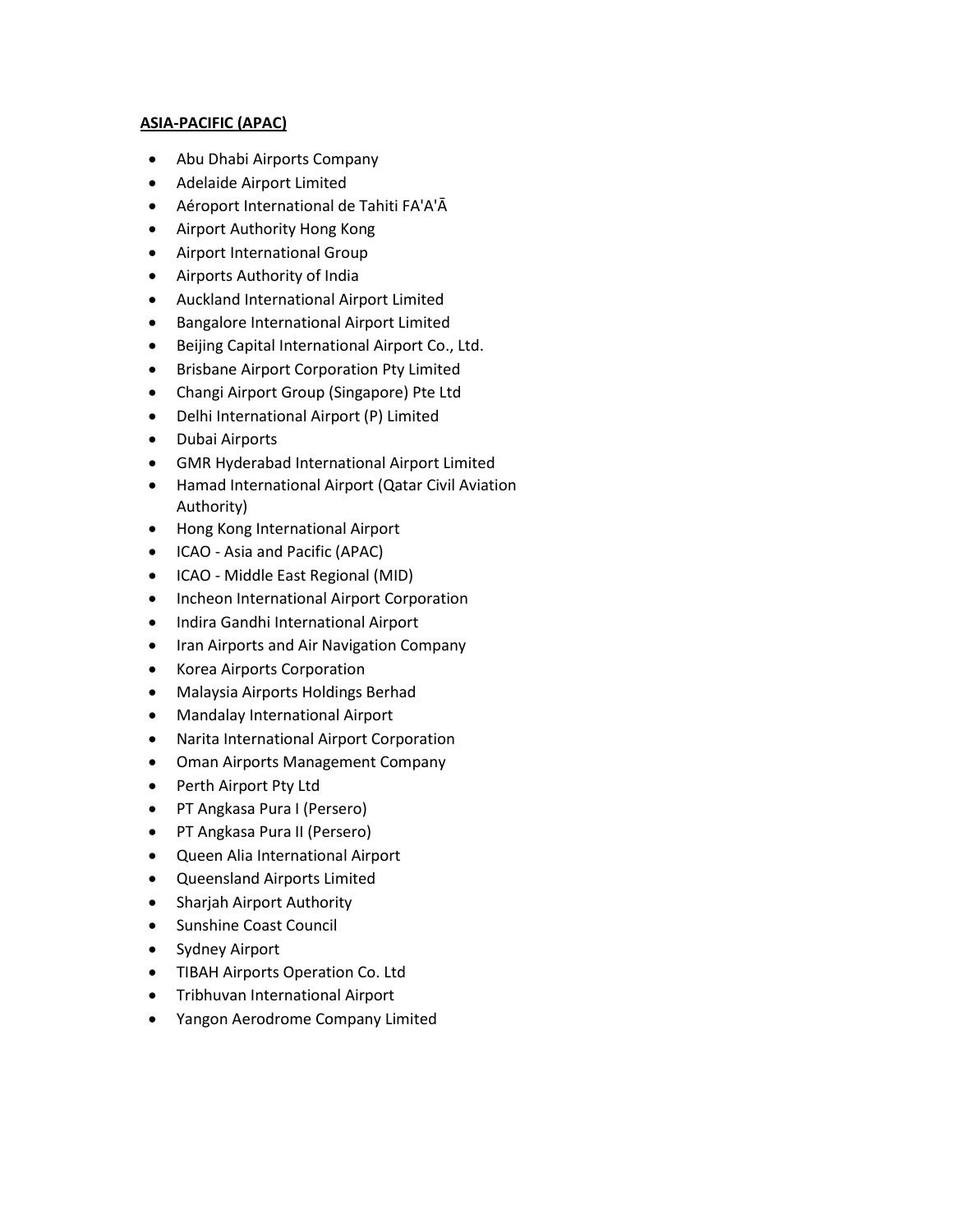**ASIA-PACIFIC (APAC)**

- Abu Dhabi Airports Company
- Adelaide Airport Limited
- Aéroport International de Tahiti FA'A'Ā
- Airport Authority Hong Kong
- Airport International Group
- Airports Authority of India
- Auckland International Airport Limited
- Bangalore International Airport Limited
- Beijing Capital International Airport Co., Ltd.
- Brisbane Airport Corporation Pty Limited
- Changi Airport Group (Singapore) Pte Ltd
- Delhi International Airport (P) Limited
- Dubai Airports
- GMR Hyderabad International Airport Limited
- Hamad International Airport (Qatar Civil Aviation Authority)
- Hong Kong International Airport
- ICAO - Asia and Pacific (APAC)
- ICAO - Middle East Regional (MID)
- Incheon International Airport Corporation
- Indira Gandhi International Airport
- Iran Airports and Air Navigation Company
- Korea Airports Corporation
- Malaysia Airports Holdings Berhad
- Mandalay International Airport
- Narita International Airport Corporation
- Oman Airports Management Company
- Perth Airport Pty Ltd
- PT Angkasa Pura I (Persero)
- PT Angkasa Pura II (Persero)
- Queen Alia International Airport
- Queensland Airports Limited
- Sharjah Airport Authority
- Sunshine Coast Council
- Sydney Airport
- TIBAH Airports Operation Co. Ltd
- Tribhuvan International Airport
- Yangon Aerodrome Company Limited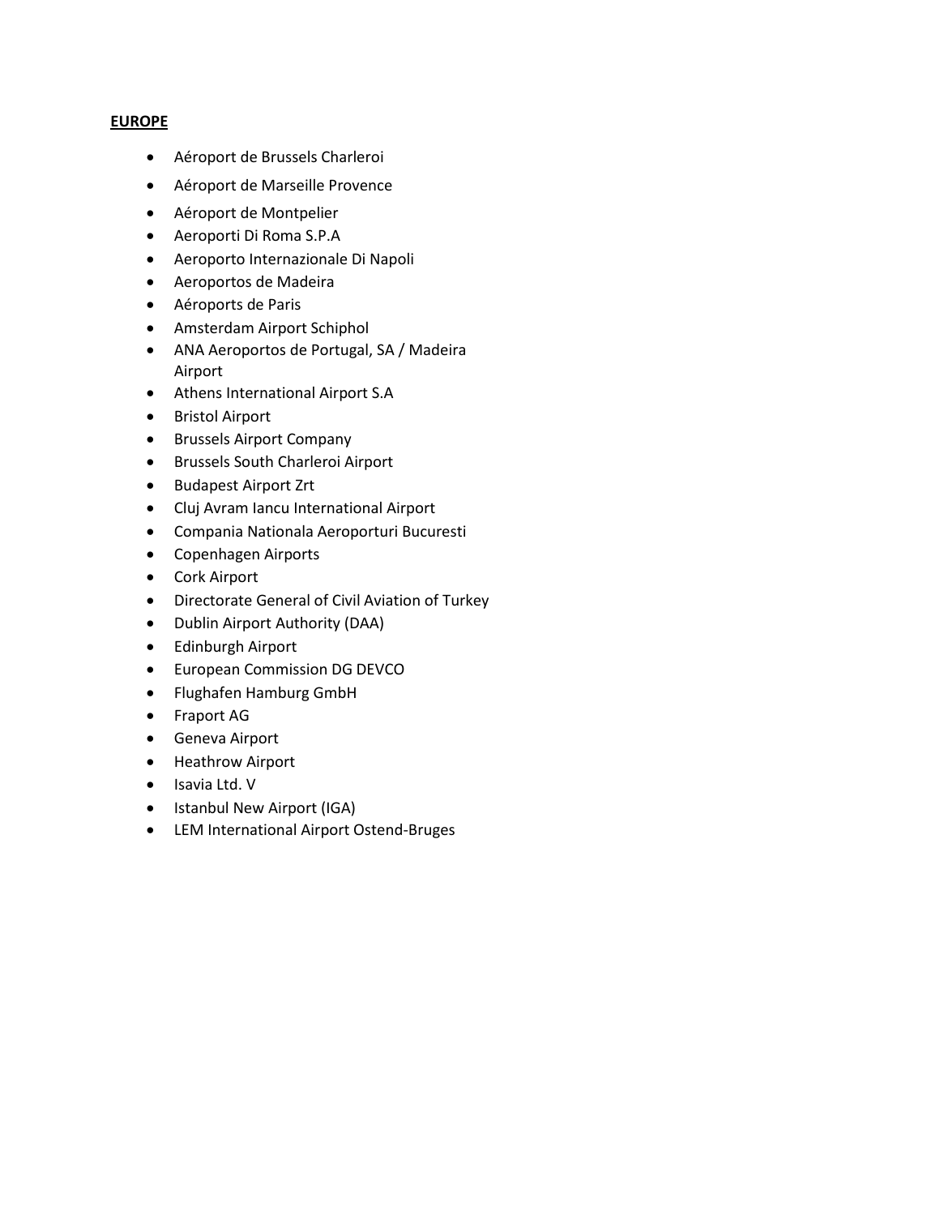**EUROPE**

- Aéroport de Brussels Charleroi
- Aéroport de Marseille Provence
- Aéroport de Montpelier
- Aeroporti Di Roma S.P.A
- Aeroporto Internazionale Di Napoli
- Aeroportos de Madeira
- Aéroports de Paris
- Amsterdam Airport Schiphol
- ANA Aeroportos de Portugal, SA / Madeira Airport
- Athens International Airport S.A
- Bristol Airport
- Brussels Airport Company
- Brussels South Charleroi Airport
- Budapest Airport Zrt
- Cluj Avram Iancu International Airport
- Compania Nationala Aeroporturi Bucuresti
- Copenhagen Airports
- Cork Airport
- Directorate General of Civil Aviation of Turkey
- Dublin Airport Authority (DAA)
- Edinburgh Airport
- European Commission DG DEVCO
- Flughafen Hamburg GmbH
- Fraport AG
- Geneva Airport
- Heathrow Airport
- Isavia Ltd. V
- Istanbul New Airport (IGA)
- LEM International Airport Ostend-Bruges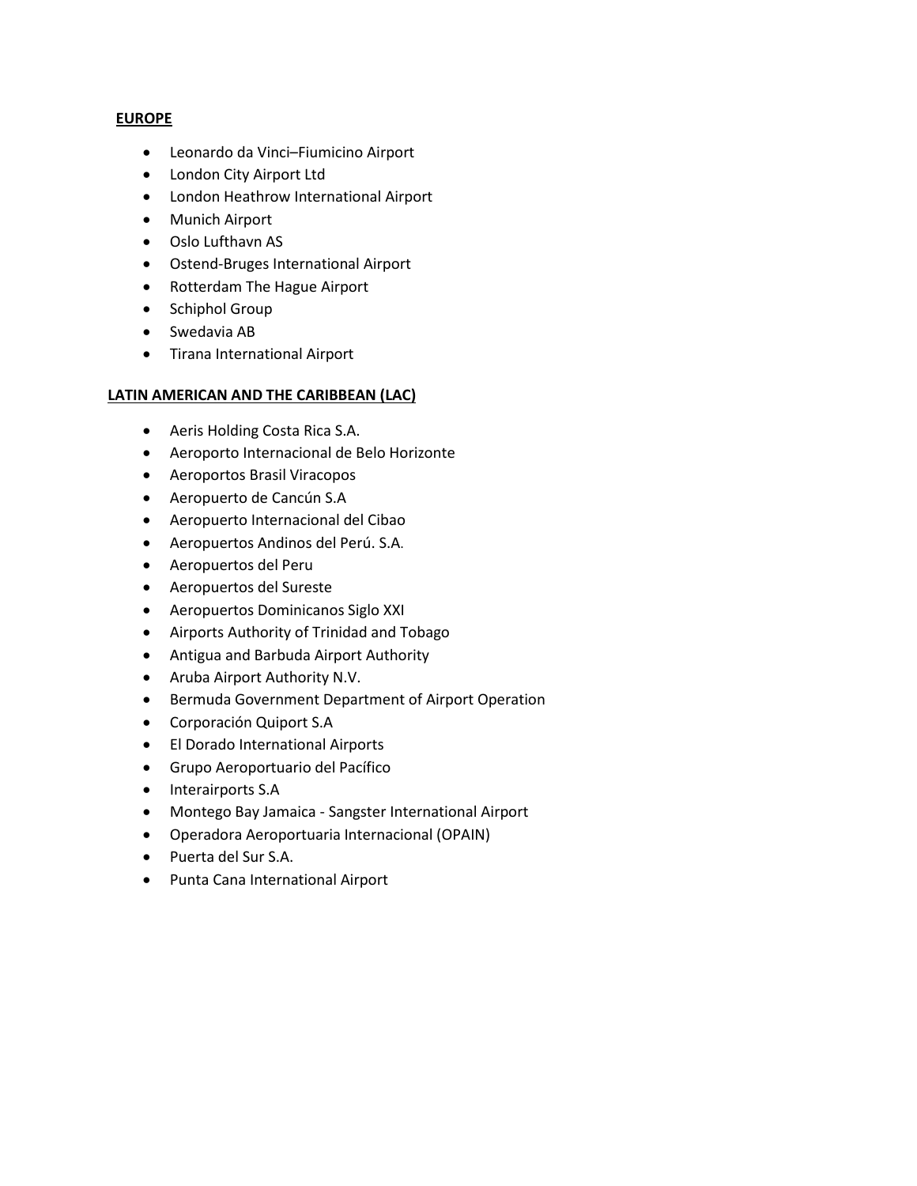**EUROPE**

- Leonardo da Vinci–Fiumicino Airport
- London City Airport Ltd
- London Heathrow International Airport
- Munich Airport
- Oslo Lufthavn AS
- Ostend-Bruges International Airport
- Rotterdam The Hague Airport
- Schiphol Group
- Swedavia AB
- Tirana International Airport

**LATIN AMERICAN AND THE CARIBBEAN (LAC)**

- Aeris Holding Costa Rica S.A.
- Aeroporto Internacional de Belo Horizonte
- Aeroportos Brasil Viracopos
- Aeropuerto de Cancún S.A
- Aeropuerto Internacional del Cibao
- Aeropuertos Andinos del Perú. S.A.
- Aeropuertos del Peru
- Aeropuertos del Sureste
- Aeropuertos Dominicanos Siglo XXI
- Airports Authority of Trinidad and Tobago
- Antigua and Barbuda Airport Authority
- Aruba Airport Authority N.V.
- Bermuda Government Department of Airport Operation
- Corporación Quiport S.A
- El Dorado International Airports
- Grupo Aeroportuario del Pacífico
- Interairports S.A
- Montego Bay Jamaica - Sangster International Airport
- Operadora Aeroportuaria Internacional (OPAIN)
- Puerta del Sur S.A.
- Punta Cana International Airport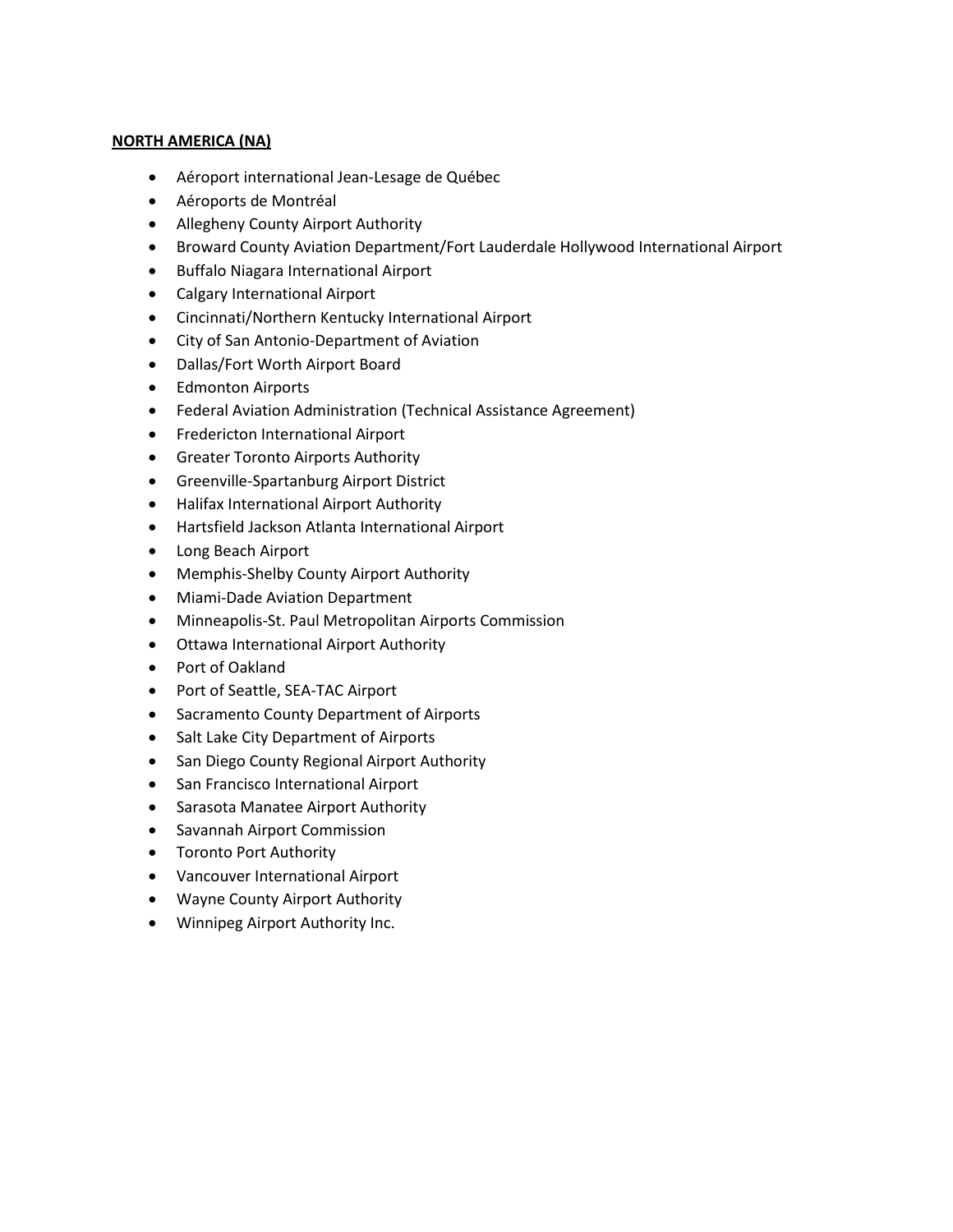**NORTH AMERICA (NA)**

- Aéroport international Jean-Lesage de Québec
- Aéroports de Montréal
- Allegheny County Airport Authority
- Broward County Aviation Department/Fort Lauderdale Hollywood International Airport
- Buffalo Niagara International Airport
- Calgary International Airport
- Cincinnati/Northern Kentucky International Airport
- City of San Antonio-Department of Aviation
- Dallas/Fort Worth Airport Board
- Edmonton Airports
- Federal Aviation Administration (Technical Assistance Agreement)
- Fredericton International Airport
- Greater Toronto Airports Authority
- Greenville-Spartanburg Airport District
- Halifax International Airport Authority
- Hartsfield Jackson Atlanta International Airport
- Long Beach Airport
- Memphis-Shelby County Airport Authority
- Miami-Dade Aviation Department
- Minneapolis-St. Paul Metropolitan Airports Commission
- Ottawa International Airport Authority
- Port of Oakland
- Port of Seattle, SEA-TAC Airport
- Sacramento County Department of Airports
- Salt Lake City Department of Airports
- San Diego County Regional Airport Authority
- San Francisco International Airport
- Sarasota Manatee Airport Authority
- Savannah Airport Commission
- Toronto Port Authority
- Vancouver International Airport
- Wayne County Airport Authority
- Winnipeg Airport Authority Inc.